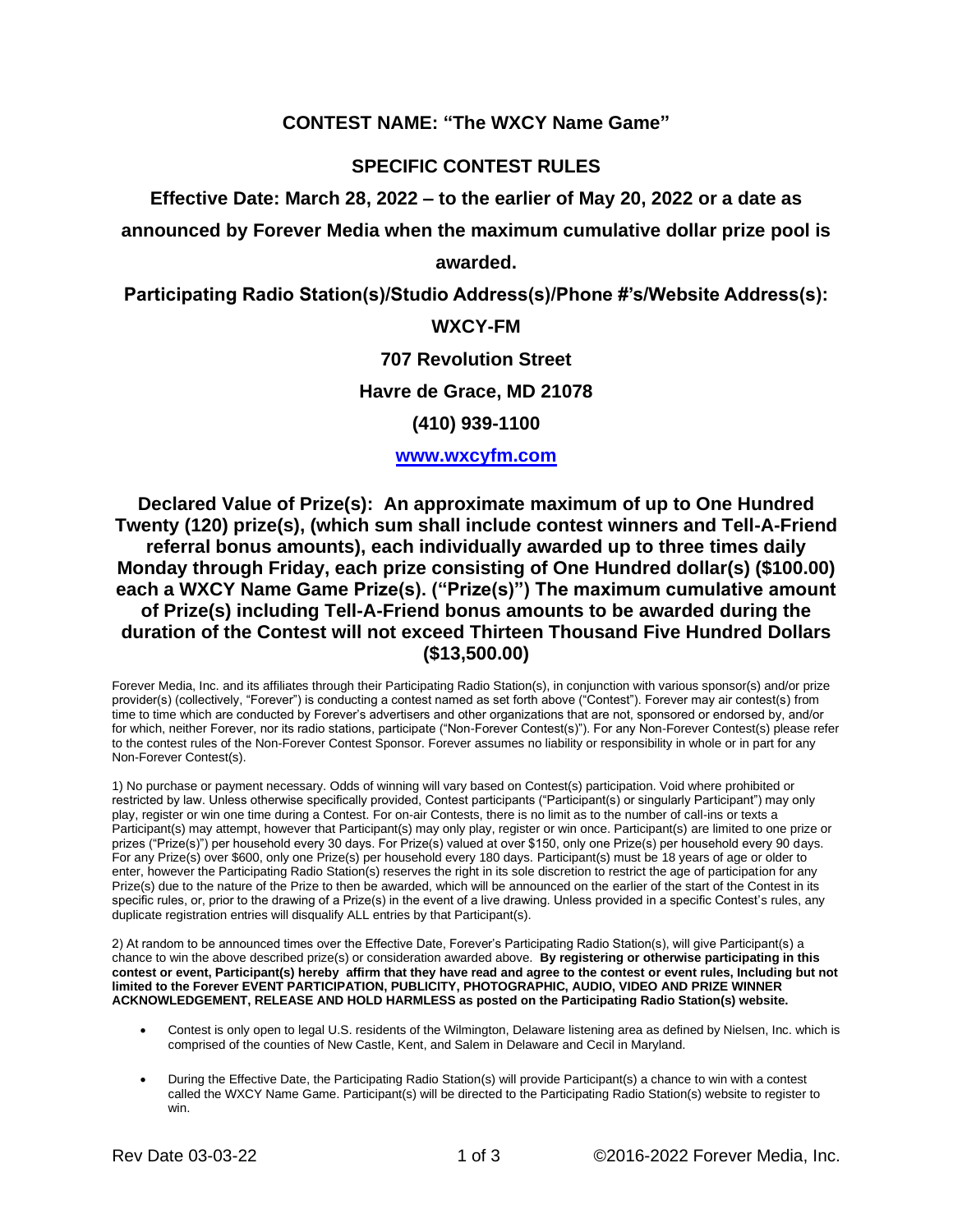# CONTEST NAME: "The WXCY Name Game"

## SPECIFIC CONTEST RULES

**Effective Date: March 28, 2022 – to the earlier of May 20, 2022 or a date as announced by Forever Media when the maximum cumulative dollar prize pool is awarded.**

**Participating Radio Station(s)/Studio Address(s)/Phone #'s/Website Address(s):**

**WXCY-FM**

**707 Revolution Street**

**Havre de Grace, MD 21078**

**(410) 939-1100**

**www.wxcyfm.com**

**Declared Value of Prize(s): An approximate maximum of up to One Hundred Twenty (120) prize(s), (which sum shall include contest winners and Tell-A-Friend referral bonus amounts), each individually awarded up to three times daily Monday through Friday, each prize consisting of One Hundred dollar(s) ($100.00) each a WXCY Name Game Prize(s). ("Prize(s)") The maximum cumulative amount of Prize(s) including Tell-A-Friend bonus amounts to be awarded during the duration of the Contest will not exceed Thirteen Thousand Five Hundred Dollars ($13,500.00)**

Forever Media, Inc. and its affiliates through their Participating Radio Station(s), in conjunction with various sponsor(s) and/or prize provider(s) (collectively, "Forever") is conducting a contest named as set forth above ("Contest"). Forever may air contest(s) from time to time which are conducted by Forever's advertisers and other organizations that are not, sponsored or endorsed by, and/or for which, neither Forever, nor its radio stations, participate ("Non-Forever Contest(s)"). For any Non-Forever Contest(s) please refer to the contest rules of the Non-Forever Contest Sponsor. Forever assumes no liability or responsibility in whole or in part for any Non-Forever Contest(s).

1) No purchase or payment necessary. Odds of winning will vary based on Contest(s) participation. Void where prohibited or restricted by law. Unless otherwise specifically provided, Contest participants ("Participant(s) or singularly Participant") may only play, register or win one time during a Contest. For on-air Contests, there is no limit as to the number of call-ins or texts a Participant(s) may attempt, however that Participant(s) may only play, register or win once. Participant(s) are limited to one prize or prizes ("Prize(s)") per household every 30 days. For Prize(s) valued at over $150, only one Prize(s) per household every 90 days. For any Prize(s) over $600, only one Prize(s) per household every 180 days. Participant(s) must be 18 years of age or older to enter, however the Participating Radio Station(s) reserves the right in its sole discretion to restrict the age of participation for any Prize(s) due to the nature of the Prize to then be awarded, which will be announced on the earlier of the start of the Contest in its specific rules, or, prior to the drawing of a Prize(s) in the event of a live drawing. Unless provided in a specific Contest's rules, any duplicate registration entries will disqualify ALL entries by that Participant(s).

2) At random to be announced times over the Effective Date, Forever's Participating Radio Station(s), will give Participant(s) a chance to win the above described prize(s) or consideration awarded above. **By registering or otherwise participating in this contest or event, Participant(s) hereby affirm that they have read and agree to the contest or event rules, Including but not limited to the Forever EVENT PARTICIPATION, PUBLICITY, PHOTOGRAPHIC, AUDIO, VIDEO AND PRIZE WINNER ACKNOWLEDGEMENT, RELEASE AND HOLD HARMLESS as posted on the Participating Radio Station(s) website.**

- Contest is only open to legal U.S. residents of the Wilmington, Delaware listening area as defined by Nielsen, Inc. which is comprised of the counties of New Castle, Kent, and Salem in Delaware and Cecil in Maryland.
- During the Effective Date, the Participating Radio Station(s) will provide Participant(s) a chance to win with a contest called the WXCY Name Game. Participant(s) will be directed to the Participating Radio Station(s) website to register to win.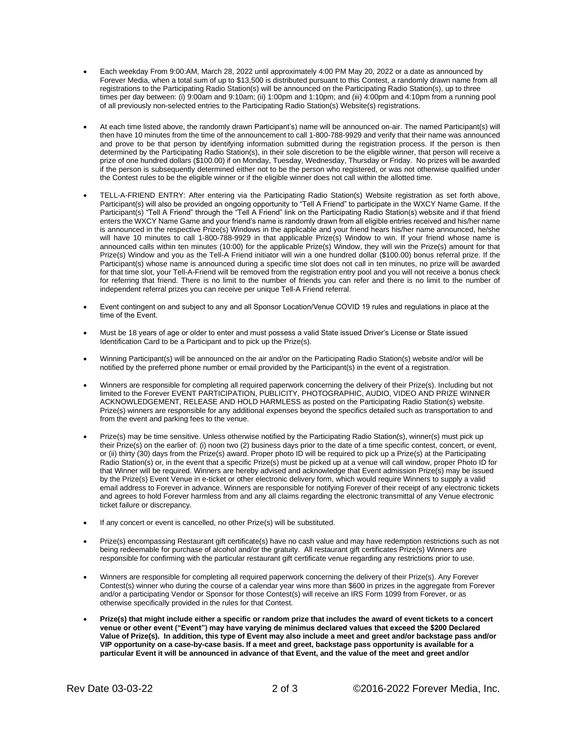- Each weekday From 9:00:AM, March 28, 2022 until approximately 4:00 PM May 20, 2022 or a date as announced by Forever Media, when a total sum of up to $13,500 is distributed pursuant to this Contest, a randomly drawn name from all registrations to the Participating Radio Station(s) will be announced on the Participating Radio Station(s), up to three times per day between: (i) 9:00am and 9:10am; (ii) 1:00pm and 1:10pm; and (iii) 4:00pm and 4:10pm from a running pool of all previously non-selected entries to the Participating Radio Station(s) Website(s) registrations.

- At each time listed above, the randomly drawn Participant's) name will be announced on-air. The named Participant(s) will then have 10 minutes from the time of the announcement to call 1-800-788-9929 and verify that their name was announced and prove to be that person by identifying information submitted during the registration process. If the person is then determined by the Participating Radio Station(s), in their sole discretion to be the eligible winner, that person will receive a prize of one hundred dollars ($100.00) if on Monday, Tuesday, Wednesday, Thursday or Friday. No prizes will be awarded if the person is subsequently determined either not to be the person who registered, or was not otherwise qualified under the Contest rules to be the eligible winner or if the eligible winner does not call within the allotted time.

- TELL-A-FRIEND ENTRY: After entering via the Participating Radio Station(s) Website registration as set forth above, Participant(s) will also be provided an ongoing opportunity to "Tell A Friend" to participate in the WXCY Name Game. If the Participant(s) "Tell A Friend" through the "Tell A Friend" link on the Participating Radio Station(s) website and if that friend enters the WXCY Name Game and your friend's name is randomly drawn from all eligible entries received and his/her name is announced in the respective Prize(s) Windows in the applicable and your friend hears his/her name announced, he/she will have 10 minutes to call 1-800-788-9929 in that applicable Prize(s) Window to win. If your friend whose name is announced calls within ten minutes (10:00) for the applicable Prize(s) Window, they will win the Prize(s) amount for that Prize(s) Window and you as the Tell-A Friend initiator will win a one hundred dollar ($100.00) bonus referral prize. If the Participant(s) whose name is announced during a specific time slot does not call in ten minutes, no prize will be awarded for that time slot, your Tell-A-Friend will be removed from the registration entry pool and you will not receive a bonus check for referring that friend. There is no limit to the number of friends you can refer and there is no limit to the number of independent referral prizes you can receive per unique Tell-A Friend referral.

- Event contingent on and subject to any and all Sponsor Location/Venue COVID 19 rules and regulations in place at the time of the Event.

- Must be 18 years of age or older to enter and must possess a valid State issued Driver's License or State issued Identification Card to be a Participant and to pick up the Prize(s).

- Winning Participant(s) will be announced on the air and/or on the Participating Radio Station(s) website and/or will be notified by the preferred phone number or email provided by the Participant(s) in the event of a registration.

- Winners are responsible for completing all required paperwork concerning the delivery of their Prize(s). Including but not limited to the Forever EVENT PARTICIPATION, PUBLICITY, PHOTOGRAPHIC, AUDIO, VIDEO AND PRIZE WINNER ACKNOWLEDGEMENT, RELEASE AND HOLD HARMLESS as posted on the Participating Radio Station(s) website. Prize(s) winners are responsible for any additional expenses beyond the specifics detailed such as transportation to and from the event and parking fees to the venue.

- Prize(s) may be time sensitive. Unless otherwise notified by the Participating Radio Station(s), winner(s) must pick up their Prize(s) on the earlier of: (i) noon two (2) business days prior to the date of a time specific contest, concert, or event, or (ii) thirty (30) days from the Prize(s) award. Proper photo ID will be required to pick up a Prize(s) at the Participating Radio Station(s) or, in the event that a specific Prize(s) must be picked up at a venue will call window, proper Photo ID for that Winner will be required. Winners are hereby advised and acknowledge that Event admission Prize(s) may be issued by the Prize(s) Event Venue in e-ticket or other electronic delivery form, which would require Winners to supply a valid email address to Forever in advance. Winners are responsible for notifying Forever of their receipt of any electronic tickets and agrees to hold Forever harmless from and any all claims regarding the electronic transmittal of any Venue electronic ticket failure or discrepancy.

- If any concert or event is cancelled, no other Prize(s) will be substituted.

- Prize(s) encompassing Restaurant gift certificate(s) have no cash value and may have redemption restrictions such as not being redeemable for purchase of alcohol and/or the gratuity. All restaurant gift certificates Prize(s) Winners are responsible for confirming with the particular restaurant gift certificate venue regarding any restrictions prior to use.

- Winners are responsible for completing all required paperwork concerning the delivery of their Prize(s). Any Forever Contest(s) winner who during the course of a calendar year wins more than $600 in prizes in the aggregate from Forever and/or a participating Vendor or Sponsor for those Contest(s) will receive an IRS Form 1099 from Forever, or as otherwise specifically provided in the rules for that Contest.

- **Prize(s) that might include either a specific or random prize that includes the award of event tickets to a concert venue or other event ("Event") may have varying de minimus declared values that exceed the $200 Declared Value of Prize(s). In addition, this type of Event may also include a meet and greet and/or backstage pass and/or VIP opportunity on a case-by-case basis. If a meet and greet, backstage pass opportunity is available for a particular Event it will be announced in advance of that Event, and the value of the meet and greet and/or**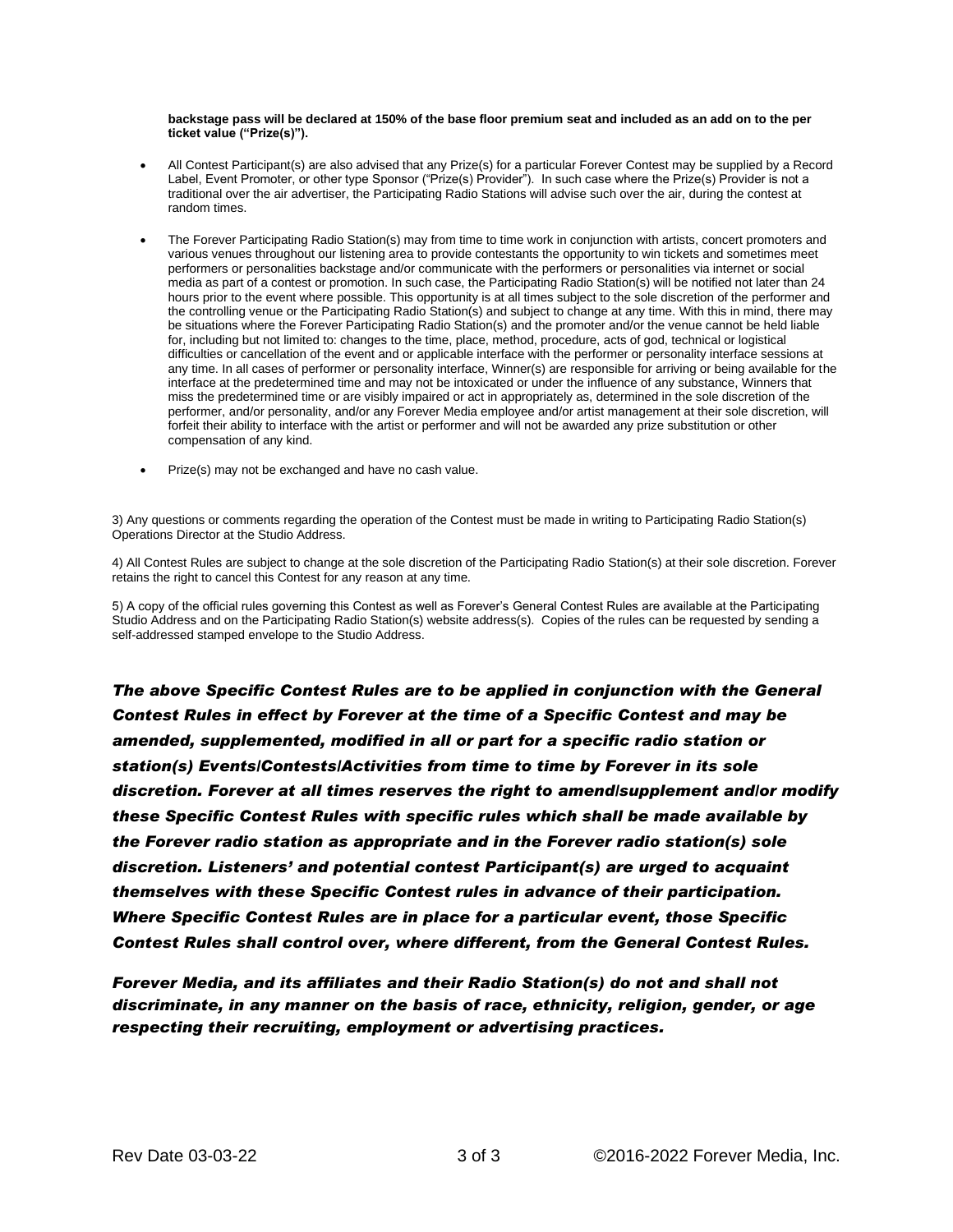**backstage pass will be declared at 150% of the base floor premium seat and included as an add on to the per ticket value ("Prize(s)").**

- All Contest Participant(s) are also advised that any Prize(s) for a particular Forever Contest may be supplied by a Record Label, Event Promoter, or other type Sponsor ("Prize(s) Provider"). In such case where the Prize(s) Provider is not a traditional over the air advertiser, the Participating Radio Stations will advise such over the air, during the contest at random times.

- The Forever Participating Radio Station(s) may from time to time work in conjunction with artists, concert promoters and various venues throughout our listening area to provide contestants the opportunity to win tickets and sometimes meet performers or personalities backstage and/or communicate with the performers or personalities via internet or social media as part of a contest or promotion. In such case, the Participating Radio Station(s) will be notified not later than 24 hours prior to the event where possible. This opportunity is at all times subject to the sole discretion of the performer and the controlling venue or the Participating Radio Station(s) and subject to change at any time. With this in mind, there may be situations where the Forever Participating Radio Station(s) and the promoter and/or the venue cannot be held liable for, including but not limited to: changes to the time, place, method, procedure, acts of god, technical or logistical difficulties or cancellation of the event and or applicable interface with the performer or personality interface sessions at any time. In all cases of performer or personality interface, Winner(s) are responsible for arriving or being available for the interface at the predetermined time and may not be intoxicated or under the influence of any substance, Winners that miss the predetermined time or are visibly impaired or act in appropriately as, determined in the sole discretion of the performer, and/or personality, and/or any Forever Media employee and/or artist management at their sole discretion, will forfeit their ability to interface with the artist or performer and will not be awarded any prize substitution or other compensation of any kind.

- Prize(s) may not be exchanged and have no cash value.

3) Any questions or comments regarding the operation of the Contest must be made in writing to Participating Radio Station(s) Operations Director at the Studio Address.

4) All Contest Rules are subject to change at the sole discretion of the Participating Radio Station(s) at their sole discretion. Forever retains the right to cancel this Contest for any reason at any time.

5) A copy of the official rules governing this Contest as well as Forever's General Contest Rules are available at the Participating Studio Address and on the Participating Radio Station(s) website address(s). Copies of the rules can be requested by sending a self-addressed stamped envelope to the Studio Address.

***The above Specific Contest Rules are to be applied in conjunction with the General Contest Rules in effect by Forever at the time of a Specific Contest and may be amended, supplemented, modified in all or part for a specific radio station or station(s) Events/Contests/Activities from time to time by Forever in its sole discretion. Forever at all times reserves the right to amend/supplement and/or modify these Specific Contest Rules with specific rules which shall be made available by the Forever radio station as appropriate and in the Forever radio station(s) sole discretion. Listeners' and potential contest Participant(s) are urged to acquaint themselves with these Specific Contest rules in advance of their participation. Where Specific Contest Rules are in place for a particular event, those Specific Contest Rules shall control over, where different, from the General Contest Rules.***

***Forever Media, and its affiliates and their Radio Station(s) do not and shall not discriminate, in any manner on the basis of race, ethnicity, religion, gender, or age respecting their recruiting, employment or advertising practices.***

Rev Date 03-03-22

©2016-2022 Forever Media, Inc.